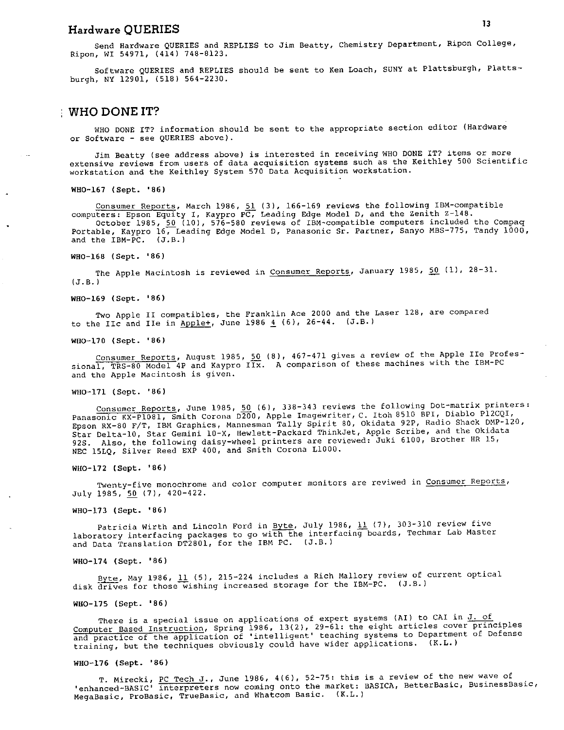## Hardware QUERIES

Send Hardware QUERIES and REPLIES to Jim Beatty, Chemistry Department, Ripon College, Ripon, WI 54971, (414) 748-8123.

Software QUERIES and REPLIES should be sent to Ken Loach, SUNY at Plattsburgh, Plattsburgh, NY 12901, (518) 564-2230.

## WHO DONE IT?

WHO DONE IT? information should be sent to the appropriate section editor (Hardware or Software - see QUERIES above).

Jim Beatty (see address above) is interested in receiving WHO DONE IT? items or more extensive reviews from users of data acquisition systems such as the Keithley 500 Scientific workstation and the Keithley System 570 Data Acquisition workstation.

**WHO-167 (Sept. '86)**

Consumer Reports, March 1986, 51 (3), 166-169 reviews the following IBM-compatible computers: Epson Equity I, Kaypro PC, Leading Edge Model D, and the Zenith Z-148.

October 1985, 50 (10), 576-580 reviews of IBM-compatible computers included the Compaq Portable, Kaypro 16, Leading Edge Model D, Panasonic Sr. Partner, Sanyo MBS-775, Tandy 1000, and the IBM-PC. (J.B.)

**WHO-168 (Sept. '86)**

The Apple Macintosh is reviewed in Consumer Reports, January 1985, 50 (1), 28-31. (J.B.)

**WHO-169 (Sept. '86)**

Two Apple II compatibles, the Franklin Ace 2000 and the Laser 128, are compared to the IIc and IIe in Apple+, June 1986 4 (6), 26-44. (J.B.)

**WHO-170 (Sept. '86)**

Consumer Reports, August 1985, 50 (8), 467-471 gives a review of the Apple IIe Professional, TRS-80 Model 4P and Kaypro IIx. A comparison of these machines with the IBM-PC and the Apple Macintosh is given.

**WHO-171 (Sept. '86)**

Consumer Reports, June 1985, 50 (6), 338-343 reviews the following Dot-matrix printers: Panasonic KX-P1081, Smith Corona D200, Apple Imagewriter, C. Itoh 8510 BPI, Diablo P12CQI, Epson RX-80 F/T, IBM Graphics, Mannesman Tally Spirit 80, Okidata 92P, Radio Shack DMP-120, Star Delta-10, Star Gemini 10-X, Hewlett-Packard ThinkJet, Apple Scribe, and the Okidata 92S. Also, the following daisy-wheel printers are reviewed: Juki 6100, Brother HR 15, NEC 15LQ, Silver Reed EXP 400, and Smith Corona L1000.

**WHO-172 (Sept. '86)**

Twenty-five monochrome and color computer monitors are reviwed in Consumer Reports, July 1985, 50 (7), 420-422.

**WHO-173 (Sept. '86)**

Patricia Wirth and Lincoln Ford in Byte, July 1986, 11 (7), 303-310 review five laboratory interfacing packages to go with the interfacing boards, Techmar Lab Master and Data Translation DT2801, for the IBM PC. (J.B.)

**WHO-174 (Sept. '86)**

Byte, May 1986, 11 (5), 215-224 includes a Rich Mallory review of current optical disk drives for those wishing increased storage for the IBM-PC. (J.B.)

**WHO-175 (Sept. '86)**

There is a special issue on applications of expert systems (AI) to CAI in J. of Computer Based Instruction, Spring 1986, 13(2), 29-61: the eight articles cover principles and practice of the application of 'intelligent' teaching systems to Department of Defense training, but the techniques obviously could have wider applications. (K.L.)

**WHO-176 (Sept. '86)**

T. Mirecki, PC Tech J., June 1986, 4(6), 52-75: this is a review of the new wave of 'enhanced-BASIC' interpreters now coming onto the market: BASICA, BetterBasic, BusinessBasic, MegaBasic, ProBasic, TrueBasic, and Whatcom Basic. (K.L.)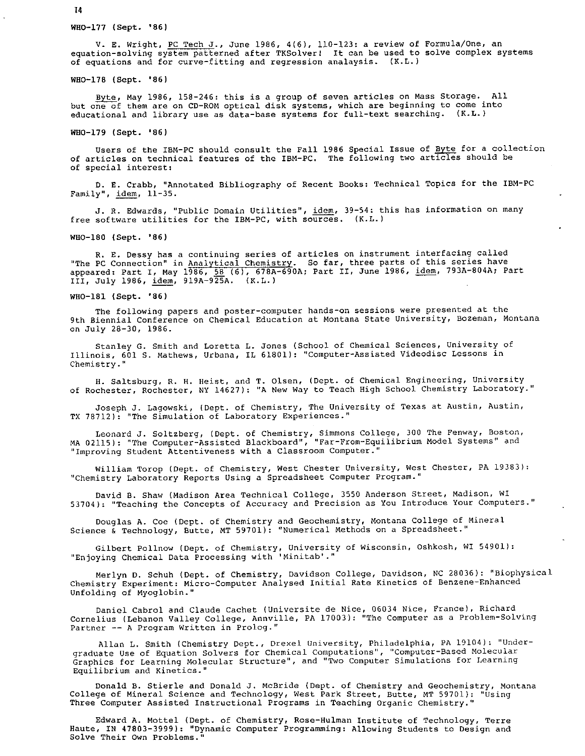WHO-177 (Sept. '86)

V. E. Wright, PC Tech J., June 1986, 4(6), 110-123: a review of Formula/One, an equation-solving system patterned after TKSolver! It can be used to solve complex systems of equations and for curve-fitting and regression analaysis. (K.L.)

WHO-178 (Sept. '86)

Byte, May 1986, 158-246: this is a group of seven articles on Mass Storage. All but one of them are on CD-ROM optical disk systems, which are beginning to come into educational and library use as data-base systems for full-text searching. (K.L.)

WHO-179 (Sept. '86)

Users of the IBM-PC should consult the Fall 1986 Special Issue of Byte for a collection of articles on technical features of the IBM-PC. The following two articles should be of special interest:

D. E. Crabb, "Annotated Bibliography of Recent Books: Technical Topics for the IBM-PC Family", idem, 11-35.

J. R. Edwards, "Public Domain Utilities", idem, 39-54: this has information on many free software utilities for the IBM-PC, with sources. (K.L.)

WHO-180 (Sept. '86)

R. E. Dessy has a continuing series of articles on instrument interfacing called "The PC Connection" in Analytical Chemistry. So far, three parts of this series have appeared: Part I, May 1986, 58 (6), 678A-690A; Part II, June 1986, idem, 793A-804A; Part III, July 1986, idem, 919A-925A. (K.L.)

WHO-181 (Sept. '86)

The following papers and poster-computer hands-on sessions were presented at the 9th Biennial Conference on Chemical Education at Montana State University, Bozeman, Montana on July 28-30, 1986.

Stanley G. Smith and Loretta L. Jones (School of Chemical Sciences, University of Illinois, 601 S. Mathews, Urbana, IL 61801): "Computer-Assisted Videodisc Lessons in Chemistry."

H. Saltsburg, R. H. Heist, and T. Olsen, (Dept. of Chemical Engineering, University of Rochester, Rochester, NY 14627): "A New Way to Teach High School Chemistry Laboratory."

Joseph J. Lagowski, (Dept. of Chemistry, The University of Texas at Austin, Austin, TX 78712): "The Simulation of Laboratory Experiences."

Leonard J. Soltzberg, (Dept. of Chemistry, Simmons College, 300 The Fenway, Boston, MA 02115): "The Computer-Assisted Blackboard", "Far-From-Equilibrium Model Systems" and "Improving Student Attentiveness with a Classroom Computer."

William Torop (Dept. of Chemistry, West Chester University, West Chester, PA 19383): "Chemistry Laboratory Reports Using a Spreadsheet Computer Program."

David B. Shaw (Madison Area Technical College, 3550 Anderson Street, Madison, WI 53704): "Teaching the Concepts of Accuracy and Precision as You Introduce Your Computers."

Douglas A. Coe (Dept. of Chemistry and Geochemistry, Montana College of Mineral Science & Technology, Butte, MT 59701): "Numerical Methods on a Spreadsheet."

Gilbert Pollnow (Dept. of Chemistry, University of Wisconsin, Oshkosh, WI 54901): "Enjoying Chemical Data Processing with 'Minitab'."

Merlyn D. Schuh (Dept. of Chemistry, Davidson College, Davidson, NC 28036): "Biophysical Chemistry Experiment: Micro-Computer Analysed Initial Rate Kinetics of Benzene-Enhanced Unfolding of Myoglobin."

Daniel Cabrol and Claude Cachet (Universite de Nice, 06034 Nice, France), Richard Cornelius (Lebanon Valley College, Annville, PA 17003): "The Computer as a Problem-Solving Partner -- A Program Written in Prolog."

Allan L. Smith (Chemistry Dept., Drexel University, Philadelphia, PA 19104): "Undergraduate Use of Equation Solvers for Chemical Computations", "Computer-Based Molecular Graphics for Learning Molecular Structure", and "Two Computer Simulations for Learning Equilibrium and Kinetics."

Donald B. Stierle and Donald J. McBride (Dept. of Chemistry and Geochemistry, Montana College of Mineral Science and Technology, West Park Street, Butte, MT 59701): "Using Three Computer Assisted Instructional Programs in Teaching Organic Chemistry."

Edward A. Mottel (Dept. of Chemistry, Rose-Hulman Institute of Technology, Terre Haute, IN 47803-3999): "Dynamic Computer Programming: Allowing Students to Design and Solve Their Own Problems."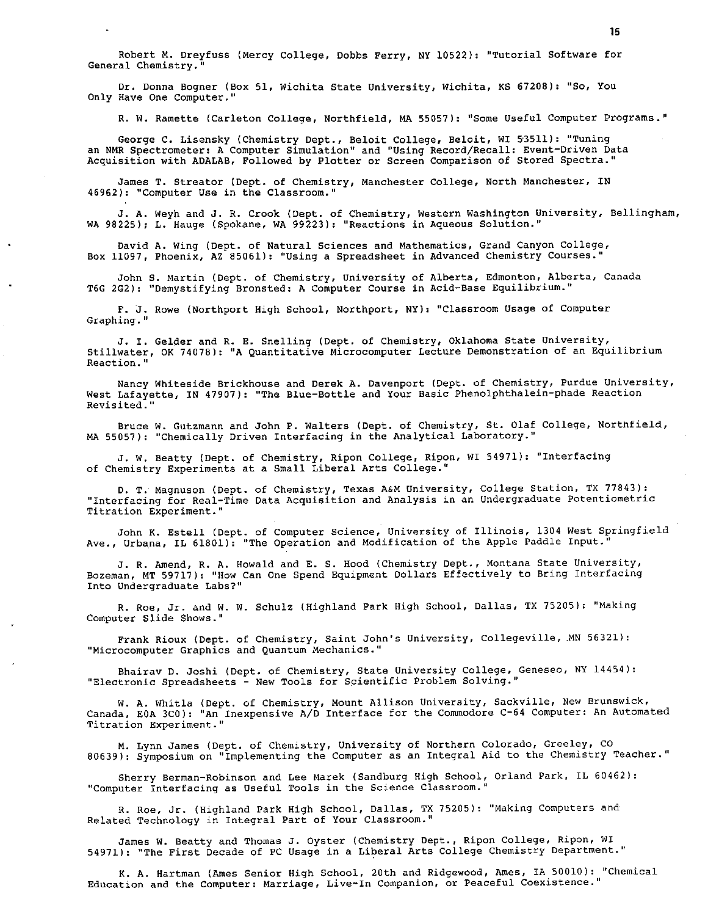Robert M. Dreyfuss (Mercy College, Dobbs Ferry, NY 10522): "Tutorial Software for General Chemistry."

Dr. Donna Bogner (Box 51, Wichita State University, Wichita, KS 67208): "So, You Only Have One Computer."

R. W. Ramette (Carleton College, Northfield, MA 55057): "Some Useful Computer Programs."

George C. Lisensky (Chemistry Dept., Beloit College, Beloit, WI 53511): "Tuning an NMR Spectrometer: A Computer Simulation" and "Using Record/Recall: Event-Driven Data Acquisition with ADALAB, Followed by Plotter or Screen Comparison of Stored Spectra."

James T. Streator (Dept. of Chemistry, Manchester College, North Manchester, IN 46962): "Computer Use in the Classroom."

J. A. Weyh and J. R. Crook (Dept. of Chemistry, Western Washington University, Bellingham, WA 98225); L. Hauge (Spokane, WA 99223): "Reactions in Aqueous Solution."

David A. Wing (Dept. of Natural Sciences and Mathematics, Grand Canyon College, Box 11097, Phoenix, AZ 85061): "Using a Spreadsheet in Advanced Chemistry Courses."

John S. Martin (Dept. of Chemistry, University of Alberta, Edmonton, Alberta, Canada T6G 2G2): "Demystifying Bronsted: A Computer Course in Acid-Base Equilibrium."

F. J. Rowe (Northport High School, Northport, NY): "Classroom Usage of Computer Graphing."

J. I. Gelder and R. E. Snelling (Dept. of Chemistry, Oklahoma State University, Stillwater, OK 74078): "A Quantitative Microcomputer Lecture Demonstration of an Equilibrium Reaction."

Nancy Whiteside Brickhouse and Derek A. Davenport (Dept. of Chemistry, Purdue University, West Lafayette, IN 47907): "The Blue-Bottle and Your Basic Phenolphthalein-phade Reaction Revisited."

Bruce W. Gutzmann and John P. Walters (Dept. of Chemistry, St. Olaf College, Northfield, MA 55057): "Chemically Driven Interfacing in the Analytical Laboratory."

J. W. Beatty (Dept. of Chemistry, Ripon College, Ripon, WI 54971): "Interfacing of Chemistry Experiments at a Small Liberal Arts College."

D. T. Magnuson (Dept. of Chemistry, Texas A&M University, College Station, TX 77843): "Interfacing for Real-Time Data Acquisition and Analysis in an Undergraduate Potentiometric Titration Experiment."

John K. Estell (Dept. of Computer Science, University of Illinois, 1304 West Springfield Ave., Urbana, IL 61801): "The Operation and Modification of the Apple Paddle Input."

J. R. Amend, R. A. Howald and E. S. Hood (Chemistry Dept., Montana State University, Bozeman, MT 59717): "How Can One Spend Equipment Dollars Effectively to Bring Interfacing Into Undergraduate Labs?"

R. Roe, Jr. and W. W. Schulz (Highland Park High School, Dallas, TX 75205): "Making Computer Slide Shows."

Frank Rioux (Dept. of Chemistry, Saint John's University, Collegeville, MN 56321): "Microcomputer Graphics and Quantum Mechanics."

Bhairav D. Joshi (Dept. of Chemistry, State University College, Geneseo, NY 14454): "Electronic Spreadsheets - New Tools for Scientific Problem Solving."

W. A. Whitla (Dept. of Chemistry, Mount Allison University, Sackville, New Brunswick, Canada, E0A 3C0): "An Inexpensive A/D Interface for the Commodore C-64 Computer: An Automated Titration Experiment."

M. Lynn James (Dept. of Chemistry, University of Northern Colorado, Greeley, CO 80639): Symposium on "Implementing the Computer as an Integral Aid to the Chemistry Teacher."

Sherry Berman-Robinson and Lee Marek (Sandburg High School, Orland Park, IL 60462): "Computer Interfacing as Useful Tools in the Science Classroom."

R. Roe, Jr. (Highland Park High School, Dallas, TX 75205): "Making Computers and Related Technology in Integral Part of Your Classroom."

James W. Beatty and Thomas J. Oyster (Chemistry Dept., Ripon College, Ripon, WI 54971): "The First Decade of PC Usage in a Liberal Arts College Chemistry Department."

K. A. Hartman (Ames Senior High School, 20th and Ridgewood, Ames, IA 50010): "Chemical Education and the Computer: Marriage, Live-In Companion, or Peaceful Coexistence."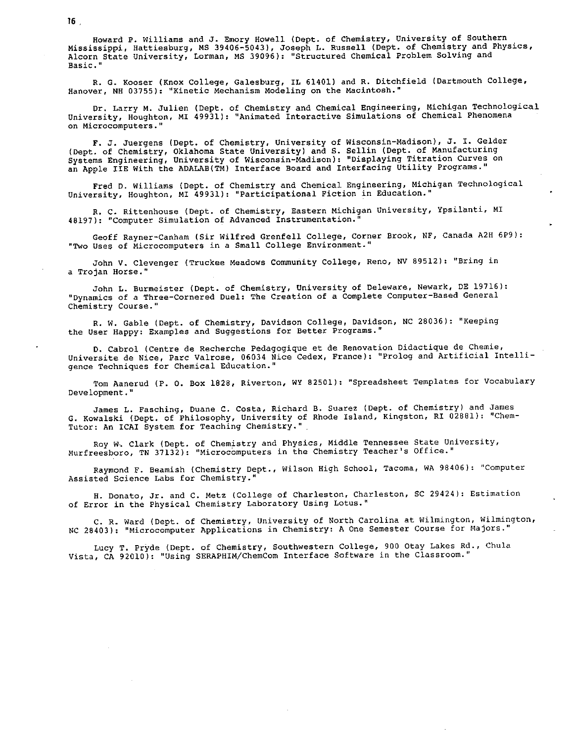Howard P. Williams and J. Emory Howell (Dept. of Chemistry, University of Southern Mississippi, Hattiesburg, MS 39406-5043), Joseph L. Russell (Dept. of Chemistry and Physics, Alcorn State University, Lorman, MS 39096): "Structured Chemical Problem Solving and Basic."

R. G. Kooser (Knox College, Galesburg, IL 61401) and R. Ditchfield (Dartmouth College, Hanover, NH 03755): "Kinetic Mechanism Modeling on the Macintosh."

Dr. Larry M. Julien (Dept. of Chemistry and Chemical Engineering, Michigan Technological University, Houghton, MI 49931): "Animated Interactive Simulations of Chemical Phenomena on Microcomputers."

F. J. Juergens (Dept. of Chemistry, University of Wisconsin-Madison), J. I. Gelder (Dept. of Chemistry, Oklahoma State University) and S. Sellin (Dept. of Manufacturing Systems Engineering, University of Wisconsin-Madison): "Displaying Titration Curves on an Apple IIE With the ADALAB(TM) Interface Board and Interfacing Utility Programs."

Fred D. Williams (Dept. of Chemistry and Chemical Engineering, Michigan Technological University, Houghton, MI 49931): "Participational Fiction in Education."

R. C. Rittenhouse (Dept. of Chemistry, Eastern Michigan University, Ypsilanti, MI 48197): "Computer Simulation of Advanced Instrumentation."

Geoff Rayner-Canham (Sir Wilfred Grenfell College, Corner Brook, NF, Canada A2H 6P9): "Two Uses of Microcomputers in a Small College Environment."

John V. Clevenger (Truckee Meadows Community College, Reno, NV 89512): "Bring in a Trojan Horse."

John L. Burmeister (Dept. of Chemistry, University of Deleware, Newark, DE 19716): "Dynamics of a Three-Cornered Duel: The Creation of a Complete Computer-Based General Chemistry Course."

R. W. Gable (Dept. of Chemistry, Davidson College, Davidson, NC 28036): "Keeping the User Happy: Examples and Suggestions for Better Programs."

D. Cabrol (Centre de Recherche Pedagogique et de Renovation Didactique de Chemie, Universite de Nice, Parc Valrose, 06034 Nice Cedex, France): "Prolog and Artificial Intelligence Techniques for Chemical Education."

Tom Aanerud (P. O. Box 1828, Riverton, WY 82501): "Spreadsheet Templates for Vocabulary Development."

James L. Fasching, Duane C. Costa, Richard B. Suarez (Dept. of Chemistry) and James G. Kowalski (Dept. of Philosophy, University of Rhode Island, Kingston, RI 02881): "Chem-Tutor: An ICAI System for Teaching Chemistry."

Roy W. Clark (Dept. of Chemistry and Physics, Middle Tennessee State University, Murfreesboro, TN 37132): "Microcomputers in the Chemistry Teacher's Office."

Raymond F. Beamish (Chemistry Dept., Wilson High School, Tacoma, WA 98406): "Computer Assisted Science Labs for Chemistry."

H. Donato, Jr. and C. Metz (College of Charleston, Charleston, SC 29424): Estimation of Error in the Physical Chemistry Laboratory Using Lotus."

C. R. Ward (Dept. of Chemistry, University of North Carolina at Wilmington, Wilmington, NC 28403): "Microcomputer Applications in Chemistry: A One Semester Course for Majors."

Lucy T. Pryde (Dept. of Chemistry, Southwestern College, 900 Otay Lakes Rd., Chula Vista, CA 92010): "Using SERAPHIM/ChemCom Interface Software in the Classroom."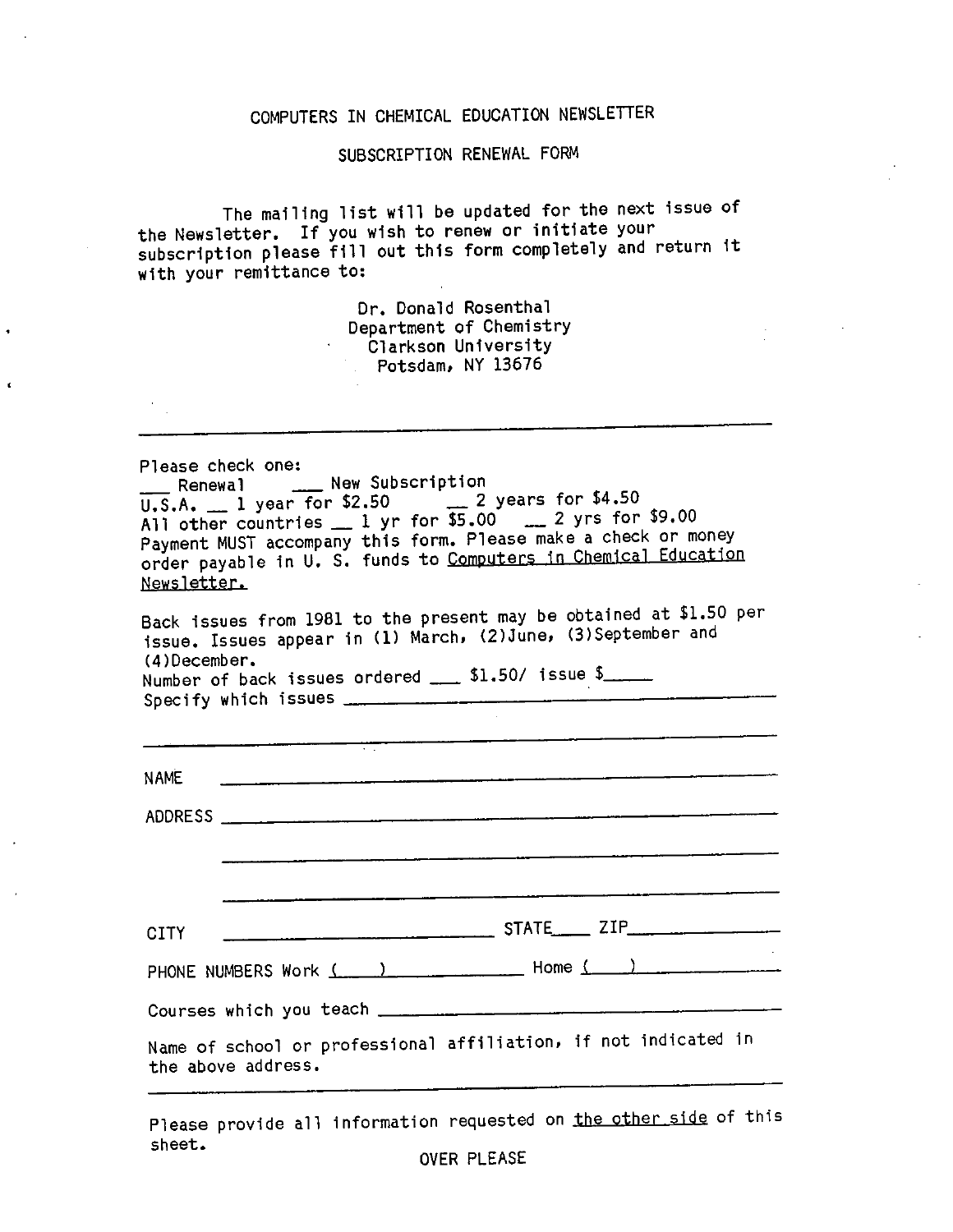# COMPUTERS IN CHEMICAL EDUCATION NEWSLETTER

## SUBSCRIPTION RENEWAL FORM

The mailing list will be updated for the next issue of the Newsletter. If you wish to renew or initiate your subscription please fill out this form completely and return it with your remittance to:

Dr. Donald Rosenthal
Department of Chemistry
Clarkson University
Potsdam, NY 13676

---

Please check one:
___ Renewal ___ New Subscription
U.S.A. __ 1 year for $2.50 __ 2 years for $4.50
All other countries __ 1 yr for $5.00 __ 2 yrs for $9.00
Payment MUST accompany this form. Please make a check or money order payable in U. S. funds to Computers in Chemical Education Newsletter.

Back issues from 1981 to the present may be obtained at $1.50 per issue. Issues appear in (1) March, (2)June, (3)September and (4)December.
Number of back issues ordered ___ $1.50/ issue $_____
Specify which issues ________________________________

---

NAME ________________________________

ADDRESS ________________________________

________________________________

________________________________

CITY ________________ STATE____ ZIP__________

PHONE NUMBERS Work (   ) __________ Home (   ) __________

Courses which you teach ________________________________

Name of school or professional affiliation, if not indicated in the above address.

---

Please provide all information requested on the other side of this sheet.

OVER PLEASE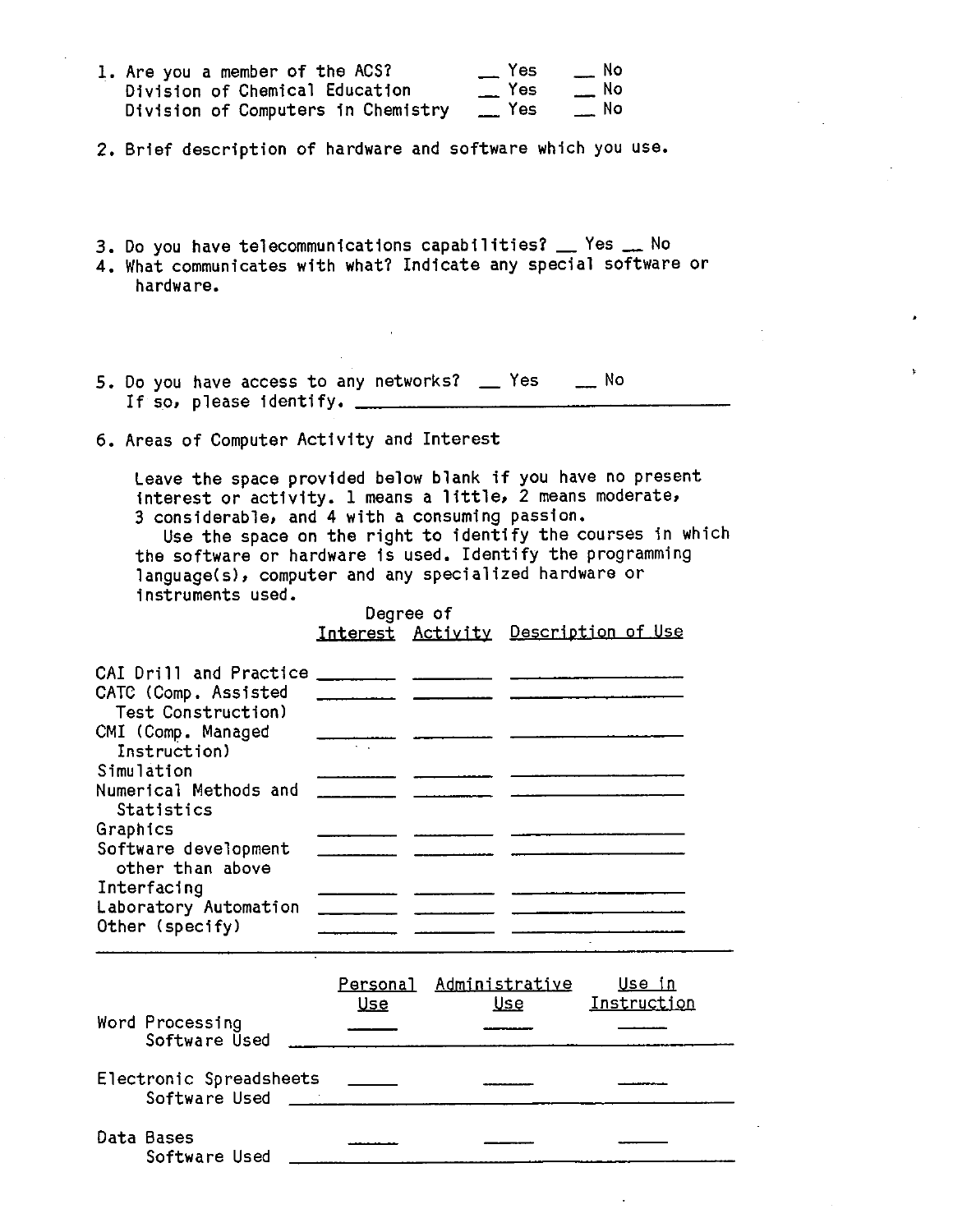1. Are you a member of the ACS? __ Yes __ No
   Division of Chemical Education __ Yes __ No
   Division of Computers in Chemistry __ Yes __ No

2. Brief description of hardware and software which you use.

3. Do you have telecommunications capabilities? __ Yes __ No

4. What communicates with what? Indicate any special software or hardware.

5. Do you have access to any networks? __ Yes __ No
   If so, please identify. ____________________

6. Areas of Computer Activity and Interest

   Leave the space provided below blank if you have no present interest or activity. 1 means a little, 2 means moderate, 3 considerable, and 4 with a consuming passion.
   Use the space on the right to identify the courses in which the software or hardware is used. Identify the programming language(s), computer and any specialized hardware or instruments used.

| | Degree of Interest | Degree of Activity | Description of Use |
|---|---|---|---|
| CAI Drill and Practice | ______ | ______ | ____________ |
| CATC (Comp. Assisted Test Construction) | ______ | ______ | ____________ |
| CMI (Comp. Managed Instruction) | ______ | ______ | ____________ |
| Simulation | ______ | ______ | ____________ |
| Numerical Methods and Statistics | ______ | ______ | ____________ |
| Graphics | ______ | ______ | ____________ |
| Software development other than above | ______ | ______ | ____________ |
| Interfacing | ______ | ______ | ____________ |
| Laboratory Automation | ______ | ______ | ____________ |
| Other (specify) | ______ | ______ | ____________ |

| | Personal Use | Administrative Use | Use in Instruction |
|---|---|---|---|
| Word Processing | ____ | ____ | ____ |
| Software Used ____________________ | | | |
| Electronic Spreadsheets | ____ | ____ | ____ |
| Software Used ____________________ | | | |
| Data Bases | ____ | ____ | ____ |
| Software Used ____________________ | | | |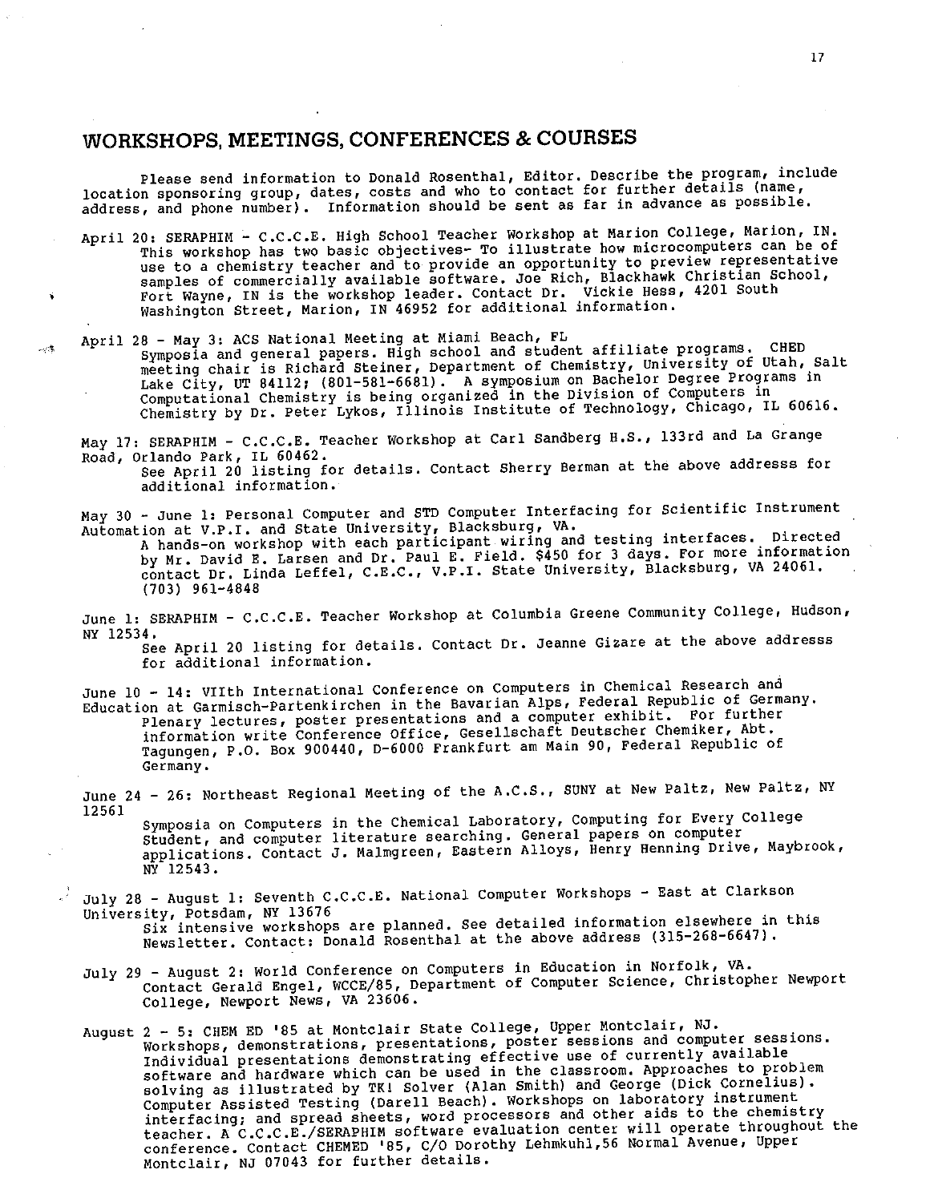## WORKSHOPS, MEETINGS, CONFERENCES & COURSES

Please send information to Donald Rosenthal, Editor. Describe the program, include location sponsoring group, dates, costs and who to contact for further details (name, address, and phone number). Information should be sent as far in advance as possible.

April 20: SERAPHIM - C.C.C.E. High School Teacher Workshop at Marion College, Marion, IN. This workshop has two basic objectives- To illustrate how microcomputers can be of use to a chemistry teacher and to provide an opportunity to preview representative samples of commercially available software. Joe Rich, Blackhawk Christian School, Fort Wayne, IN is the workshop leader. Contact Dr. Vickie Hess, 4201 South Washington Street, Marion, IN 46952 for additional information.

April 28 - May 3: ACS National Meeting at Miami Beach, FL
Symposia and general papers. High school and student affiliate programs. CHED meeting chair is Richard Steiner, Department of Chemistry, University of Utah, Salt Lake City, UT 84112; (801-581-6681). A symposium on Bachelor Degree Programs in Computational Chemistry is being organized in the Division of Computers in Chemistry by Dr. Peter Lykos, Illinois Institute of Technology, Chicago, IL 60616.

May 17: SERAPHIM - C.C.C.E. Teacher Workshop at Carl Sandberg H.S., 133rd and La Grange Road, Orlando Park, IL 60462.
See April 20 listing for details. Contact Sherry Berman at the above addresss for additional information.

May 30 - June 1: Personal Computer and STD Computer Interfacing for Scientific Instrument Automation at V.P.I. and State University, Blacksburg, VA.
A hands-on workshop with each participant wiring and testing interfaces. Directed by Mr. David E. Larsen and Dr. Paul E. Field. $450 for 3 days. For more information contact Dr. Linda Leffel, C.E.C., V.P.I. State University, Blacksburg, VA 24061. (703) 961-4848

June 1: SERAPHIM - C.C.C.E. Teacher Workshop at Columbia Greene Community College, Hudson, NY 12534.
See April 20 listing for details. Contact Dr. Jeanne Gizare at the above addresss for additional information.

June 10 - 14: VIIth International Conference on Computers in Chemical Research and Education at Garmisch-Partenkirchen in the Bavarian Alps, Federal Republic of Germany.
Plenary lectures, poster presentations and a computer exhibit. For further information write Conference Office, Gesellschaft Deutscher Chemiker, Abt. Tagungen, P.O. Box 900440, D-6000 Frankfurt am Main 90, Federal Republic of Germany.

June 24 - 26: Northeast Regional Meeting of the A.C.S., SUNY at New Paltz, New Paltz, NY 12561
Symposia on Computers in the Chemical Laboratory, Computing for Every College Student, and computer literature searching. General papers on computer applications. Contact J. Malmgreen, Eastern Alloys, Henry Henning Drive, Maybrook, NY 12543.

July 28 - August 1: Seventh C.C.C.E. National Computer Workshops - East at Clarkson University, Potsdam, NY 13676
Six intensive workshops are planned. See detailed information elsewhere in this Newsletter. Contact: Donald Rosenthal at the above address (315-268-6647).

July 29 - August 2: World Conference on Computers in Education in Norfolk, VA.
Contact Gerald Engel, WCCE/85, Department of Computer Science, Christopher Newport College, Newport News, VA 23606.

August 2 - 5: CHEM ED '85 at Montclair State College, Upper Montclair, NJ.
Workshops, demonstrations, presentations, poster sessions and computer sessions. Individual presentations demonstrating effective use of currently available software and hardware which can be used in the classroom. Approaches to problem solving as illustrated by TK! Solver (Alan Smith) and George (Dick Cornelius). Computer Assisted Testing (Darell Beach). Workshops on laboratory instrument interfacing; and spread sheets, word processors and other aids to the chemistry teacher. A C.C.C.E./SERAPHIM software evaluation center will operate throughout the conference. Contact CHEMED '85, C/O Dorothy Lehmkuhl,56 Normal Avenue, Upper Montclair, NJ 07043 for further details.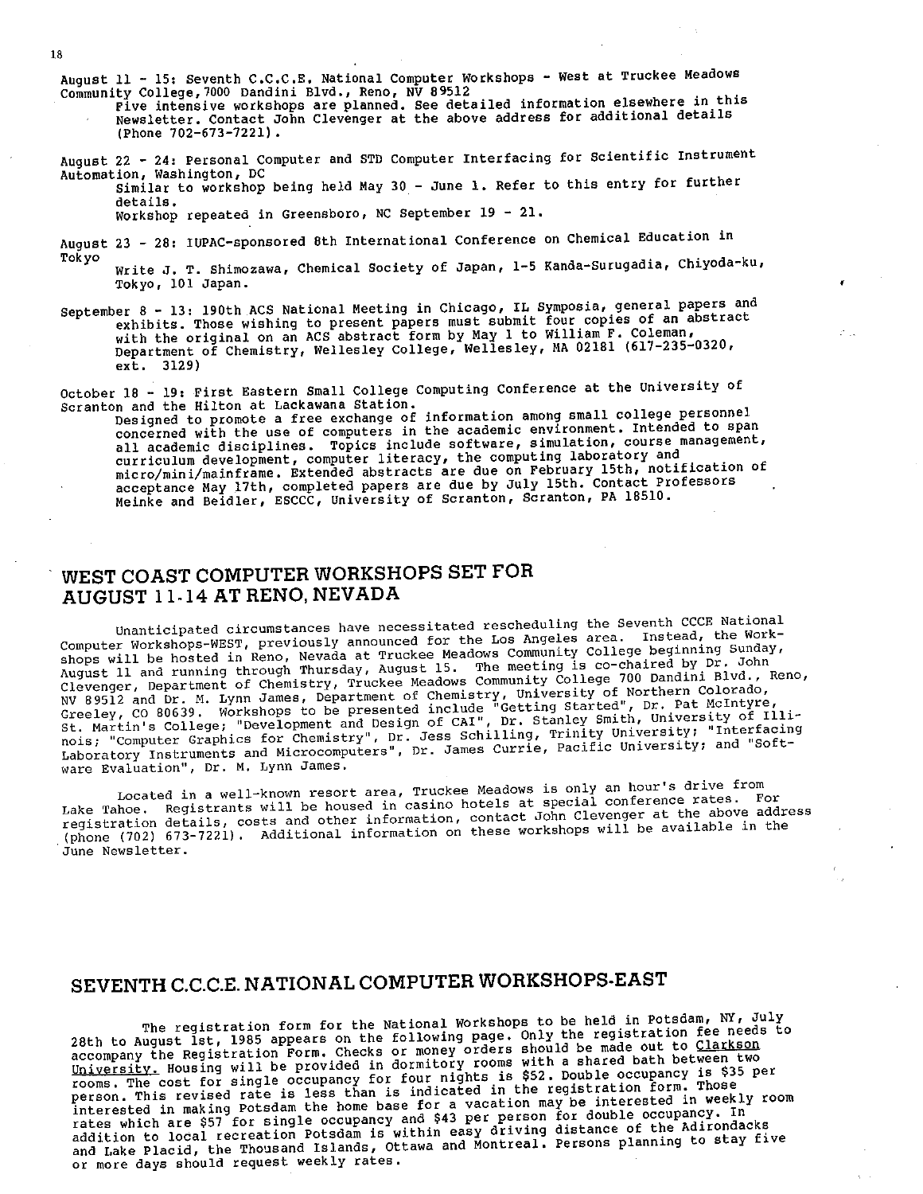August 11 - 15: Seventh C.C.C.E. National Computer Workshops - West at Truckee Meadows Community College, 7000 Dandini Blvd., Reno, NV 89512

Five intensive workshops are planned. See detailed information elsewhere in this Newsletter. Contact John Clevenger at the above address for additional details (Phone 702-673-7221).

August 22 - 24: Personal Computer and STD Computer Interfacing for Scientific Instrument Automation, Washington, DC

Similar to workshop being held May 30 - June 1. Refer to this entry for further details.
Workshop repeated in Greensboro, NC September 19 - 21.

August 23 - 28: IUPAC-sponsored 8th International Conference on Chemical Education in Tokyo

Write J. T. Shimozawa, Chemical Society of Japan, 1-5 Kanda-Surugadia, Chiyoda-ku, Tokyo, 101 Japan.

September 8 - 13: 190th ACS National Meeting in Chicago, IL Symposia, general papers and exhibits. Those wishing to present papers must submit four copies of an abstract with the original on an ACS abstract form by May 1 to William F. Coleman, Department of Chemistry, Wellesley College, Wellesley, MA 02181 (617-235-0320, ext. 3129)

October 18 - 19: First Eastern Small College Computing Conference at the University of Scranton and the Hilton at Lackawana Station.

Designed to promote a free exchange of information among small college personnel concerned with the use of computers in the academic environment. Intended to span all academic disciplines. Topics include software, simulation, course management, curriculum development, computer literacy, the computing laboratory and micro/mini/mainframe. Extended abstracts are due on February 15th, notification of acceptance May 17th, completed papers are due by July 15th. Contact Professors Meinke and Beidler, ESCCC, University of Scranton, Scranton, PA 18510.

## WEST COAST COMPUTER WORKSHOPS SET FOR AUGUST 11-14 AT RENO, NEVADA

Unanticipated circumstances have necessitated rescheduling the Seventh CCCE National Computer Workshops-WEST, previously announced for the Los Angeles area. Instead, the Workshops will be hosted in Reno, Nevada at Truckee Meadows Community College beginning Sunday, August 11 and running through Thursday, August 15. The meeting is co-chaired by Dr. John Clevenger, Department of Chemistry, Truckee Meadows Community College 700 Dandini Blvd., Reno, NV 89512 and Dr. M. Lynn James, Department of Chemistry, University of Northern Colorado, Greeley, CO 80639. Workshops to be presented include "Getting Started", Dr. Pat McIntyre, St. Martin's College; "Development and Design of CAI", Dr. Stanley Smith, University of Illinois; "Computer Graphics for Chemistry", Dr. Jess Schilling, Trinity University; "Interfacing Laboratory Instruments and Microcomputers", Dr. James Currie, Pacific University; and "Software Evaluation", Dr. M. Lynn James.

Located in a well-known resort area, Truckee Meadows is only an hour's drive from Lake Tahoe. Registrants will be housed in casino hotels at special conference rates. For registration details, costs and other information, contact John Clevenger at the above address (phone (702) 673-7221). Additional information on these workshops will be available in the June Newsletter.

## SEVENTH C.C.C.E. NATIONAL COMPUTER WORKSHOPS-EAST

The registration form for the National Workshops to be held in Potsdam, NY, July 28th to August 1st, 1985 appears on the following page. Only the registration fee needs to accompany the Registration Form. Checks or money orders should be made out to Clarkson University. Housing will be provided in dormitory rooms with a shared bath between two rooms. The cost for single occupancy for four nights is $52. Double occupancy is $35 per person. This revised rate is less than is indicated in the registration form. Those interested in making Potsdam the home base for a vacation may be interested in weekly room rates which are $57 for single occupancy and $43 per person for double occupancy. In addition to local recreation Potsdam is within easy driving distance of the Adirondacks and Lake Placid, the Thousand Islands, Ottawa and Montreal. Persons planning to stay five or more days should request weekly rates.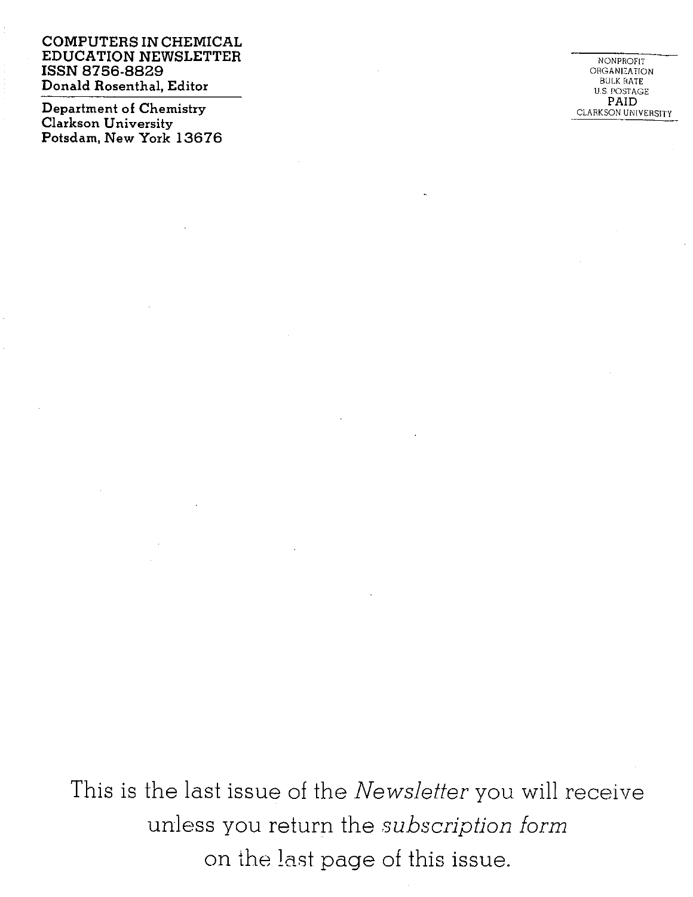**COMPUTERS IN CHEMICAL EDUCATION NEWSLETTER**
**ISSN 8756-8829**
**Donald Rosenthal, Editor**

**Department of Chemistry**
**Clarkson University**
**Potsdam, New York 13676**

NONPROFIT
ORGANIZATION
BULK RATE
U.S. POSTAGE
PAID
CLARKSON UNIVERSITY

This is the last issue of the *Newsletter* you will receive unless you return the *subscription form* on the last page of this issue.